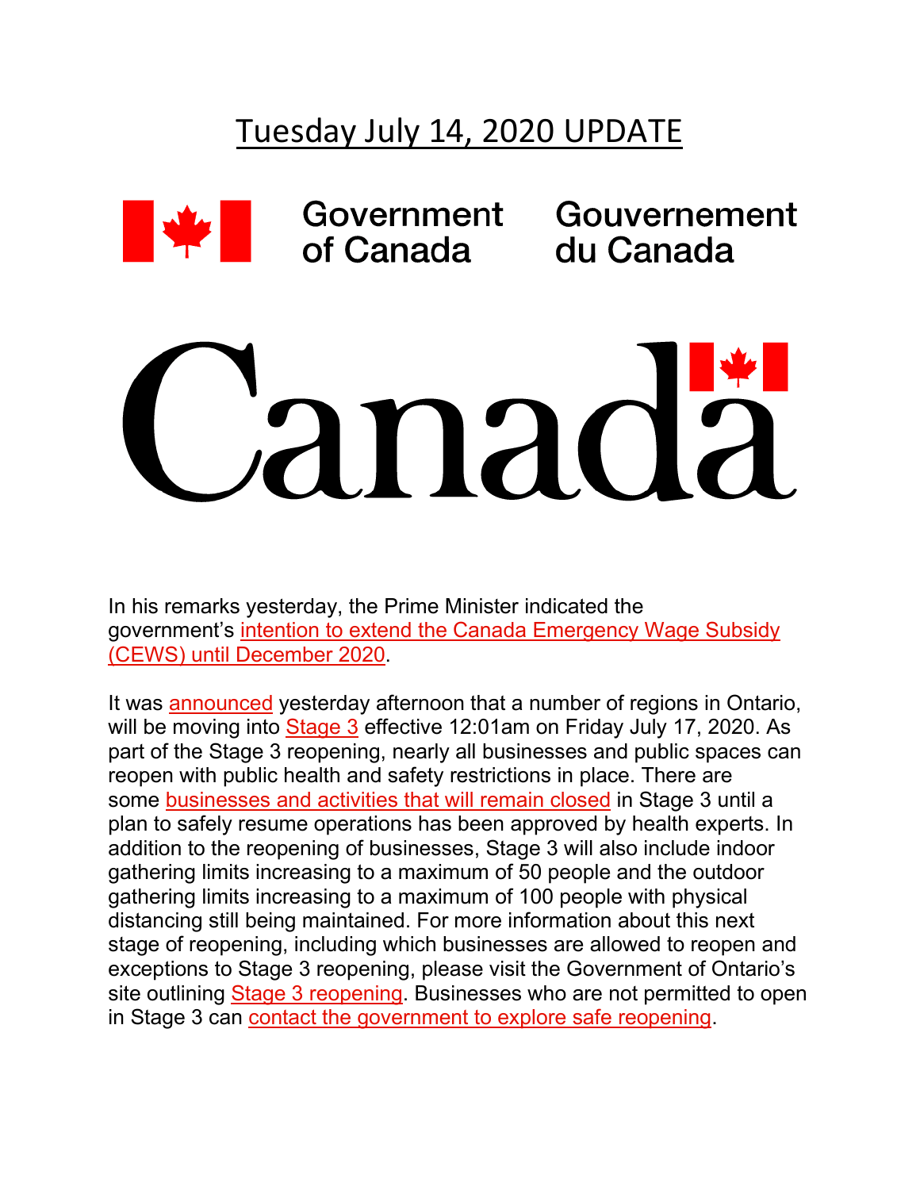# Tuesday July 14, 2020 UPDATE

Government of Canada Gouvernement du Canada

Canada

In his remarks yesterday, the Prime Minister indicated the government's intention to extend the Canada Emergency Wage Subsidy (CEWS) until December 2020.

It was announced yesterday afternoon that a number of regions in Ontario, will be moving into Stage 3 effective 12:01am on Friday July 17, 2020. As part of the Stage 3 reopening, nearly all businesses and public spaces can reopen with public health and safety restrictions in place. There are some businesses and activities that will remain closed in Stage 3 until a plan to safely resume operations has been approved by health experts. In addition to the reopening of businesses, Stage 3 will also include indoor gathering limits increasing to a maximum of 50 people and the outdoor gathering limits increasing to a maximum of 100 people with physical distancing still being maintained. For more information about this next stage of reopening, including which businesses are allowed to reopen and exceptions to Stage 3 reopening, please visit the Government of Ontario's site outlining Stage 3 reopening. Businesses who are not permitted to open in Stage 3 can contact the government to explore safe reopening.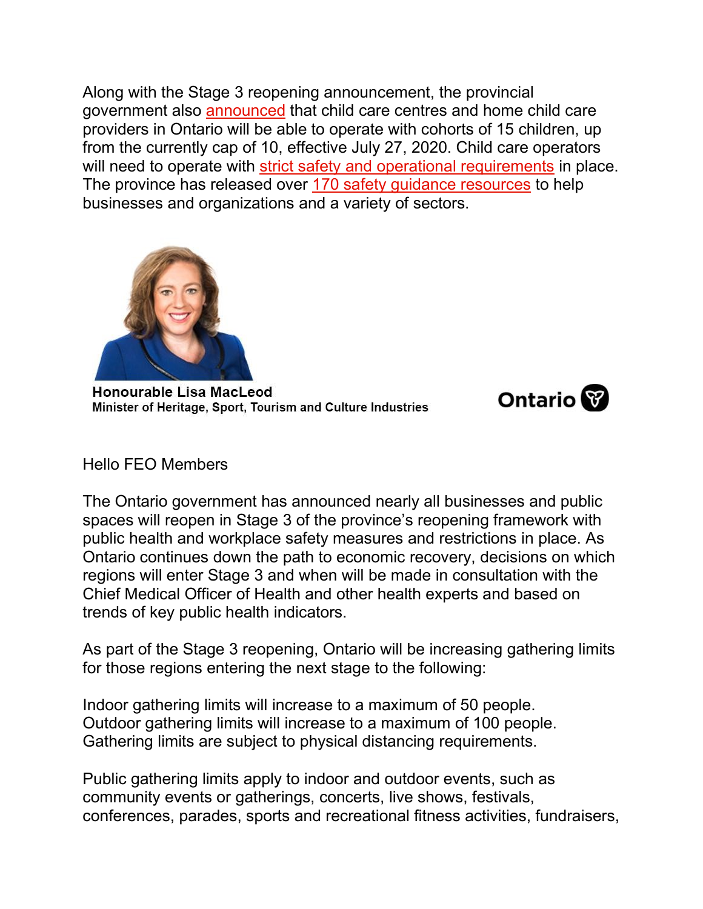Along with the Stage 3 reopening announcement, the provincial government also announced that child care centres and home child care providers in Ontario will be able to operate with cohorts of 15 children, up from the currently cap of 10, effective July 27, 2020. Child care operators will need to operate with strict safety and operational requirements in place. The province has released over 170 safety guidance resources to help businesses and organizations and a variety of sectors.

**Honourable Lisa MacLeod**
**Minister of Heritage, Sport, Tourism and Culture Industries**

**Ontario**

Hello FEO Members

The Ontario government has announced nearly all businesses and public spaces will reopen in Stage 3 of the province's reopening framework with public health and workplace safety measures and restrictions in place. As Ontario continues down the path to economic recovery, decisions on which regions will enter Stage 3 and when will be made in consultation with the Chief Medical Officer of Health and other health experts and based on trends of key public health indicators.

As part of the Stage 3 reopening, Ontario will be increasing gathering limits for those regions entering the next stage to the following:

Indoor gathering limits will increase to a maximum of 50 people.
Outdoor gathering limits will increase to a maximum of 100 people.
Gathering limits are subject to physical distancing requirements.

Public gathering limits apply to indoor and outdoor events, such as community events or gatherings, concerts, live shows, festivals, conferences, parades, sports and recreational fitness activities, fundraisers,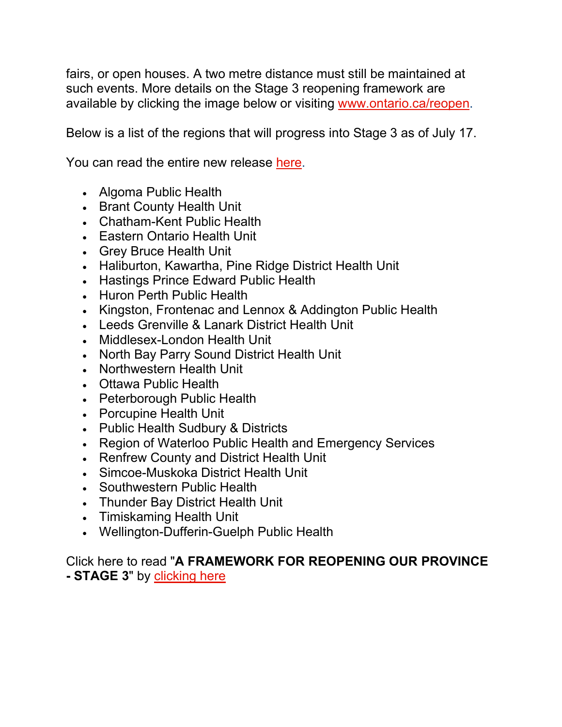fairs, or open houses. A two metre distance must still be maintained at such events. More details on the Stage 3 reopening framework are available by clicking the image below or visiting www.ontario.ca/reopen.

Below is a list of the regions that will progress into Stage 3 as of July 17.

You can read the entire new release here.

- Algoma Public Health
- Brant County Health Unit
- Chatham-Kent Public Health
- Eastern Ontario Health Unit
- Grey Bruce Health Unit
- Haliburton, Kawartha, Pine Ridge District Health Unit
- Hastings Prince Edward Public Health
- Huron Perth Public Health
- Kingston, Frontenac and Lennox & Addington Public Health
- Leeds Grenville & Lanark District Health Unit
- Middlesex-London Health Unit
- North Bay Parry Sound District Health Unit
- Northwestern Health Unit
- Ottawa Public Health
- Peterborough Public Health
- Porcupine Health Unit
- Public Health Sudbury & Districts
- Region of Waterloo Public Health and Emergency Services
- Renfrew County and District Health Unit
- Simcoe-Muskoka District Health Unit
- Southwestern Public Health
- Thunder Bay District Health Unit
- Timiskaming Health Unit
- Wellington-Dufferin-Guelph Public Health

Click here to read "**A FRAMEWORK FOR REOPENING OUR PROVINCE - STAGE 3**" by clicking here